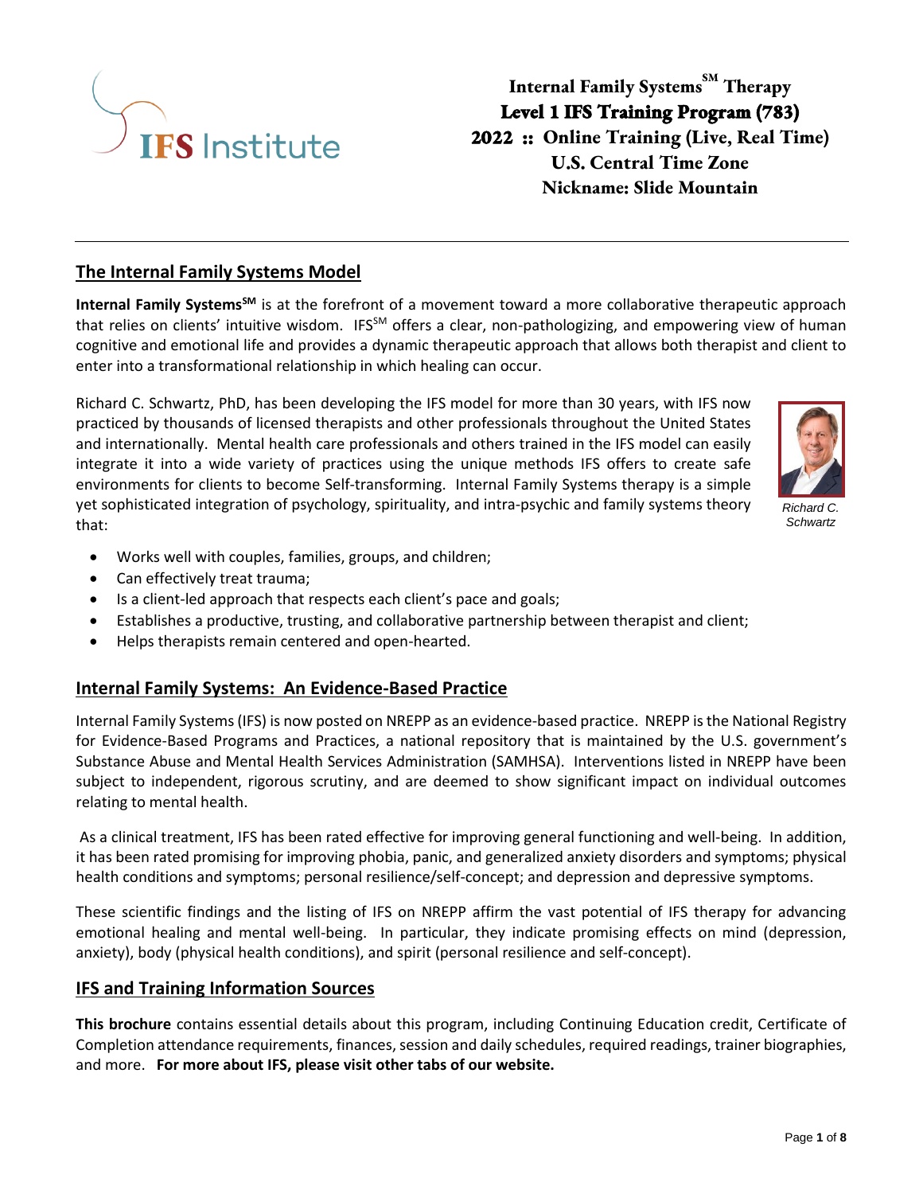# Internal Family Systems[SM] Therapy
# Level 1 IFS Training Program (783)
# 2022 :: Online Training (Live, Real Time)
# U.S. Central Time Zone
# Nickname: Slide Mountain

---

## The Internal Family Systems Model

**Internal Family Systems[SM]** is at the forefront of a movement toward a more collaborative therapeutic approach that relies on clients' intuitive wisdom. IFS[SM] offers a clear, non-pathologizing, and empowering view of human cognitive and emotional life and provides a dynamic therapeutic approach that allows both therapist and client to enter into a transformational relationship in which healing can occur.

Richard C. Schwartz, PhD, has been developing the IFS model for more than 30 years, with IFS now practiced by thousands of licensed therapists and other professionals throughout the United States and internationally. Mental health care professionals and others trained in the IFS model can easily integrate it into a wide variety of practices using the unique methods IFS offers to create safe environments for clients to become Self-transforming. Internal Family Systems therapy is a simple yet sophisticated integration of psychology, spirituality, and intra-psychic and family systems theory that:

*Richard C. Schwartz*

- Works well with couples, families, groups, and children;
- Can effectively treat trauma;
- Is a client-led approach that respects each client's pace and goals;
- Establishes a productive, trusting, and collaborative partnership between therapist and client;
- Helps therapists remain centered and open-hearted.

## Internal Family Systems: An Evidence-Based Practice

Internal Family Systems (IFS) is now posted on NREPP as an evidence-based practice. NREPP is the National Registry for Evidence-Based Programs and Practices, a national repository that is maintained by the U.S. government's Substance Abuse and Mental Health Services Administration (SAMHSA). Interventions listed in NREPP have been subject to independent, rigorous scrutiny, and are deemed to show significant impact on individual outcomes relating to mental health.

As a clinical treatment, IFS has been rated effective for improving general functioning and well-being. In addition, it has been rated promising for improving phobia, panic, and generalized anxiety disorders and symptoms; physical health conditions and symptoms; personal resilience/self-concept; and depression and depressive symptoms.

These scientific findings and the listing of IFS on NREPP affirm the vast potential of IFS therapy for advancing emotional healing and mental well-being. In particular, they indicate promising effects on mind (depression, anxiety), body (physical health conditions), and spirit (personal resilience and self-concept).

## IFS and Training Information Sources

**This brochure** contains essential details about this program, including Continuing Education credit, Certificate of Completion attendance requirements, finances, session and daily schedules, required readings, trainer biographies, and more. **For more about IFS, please visit other tabs of our website.**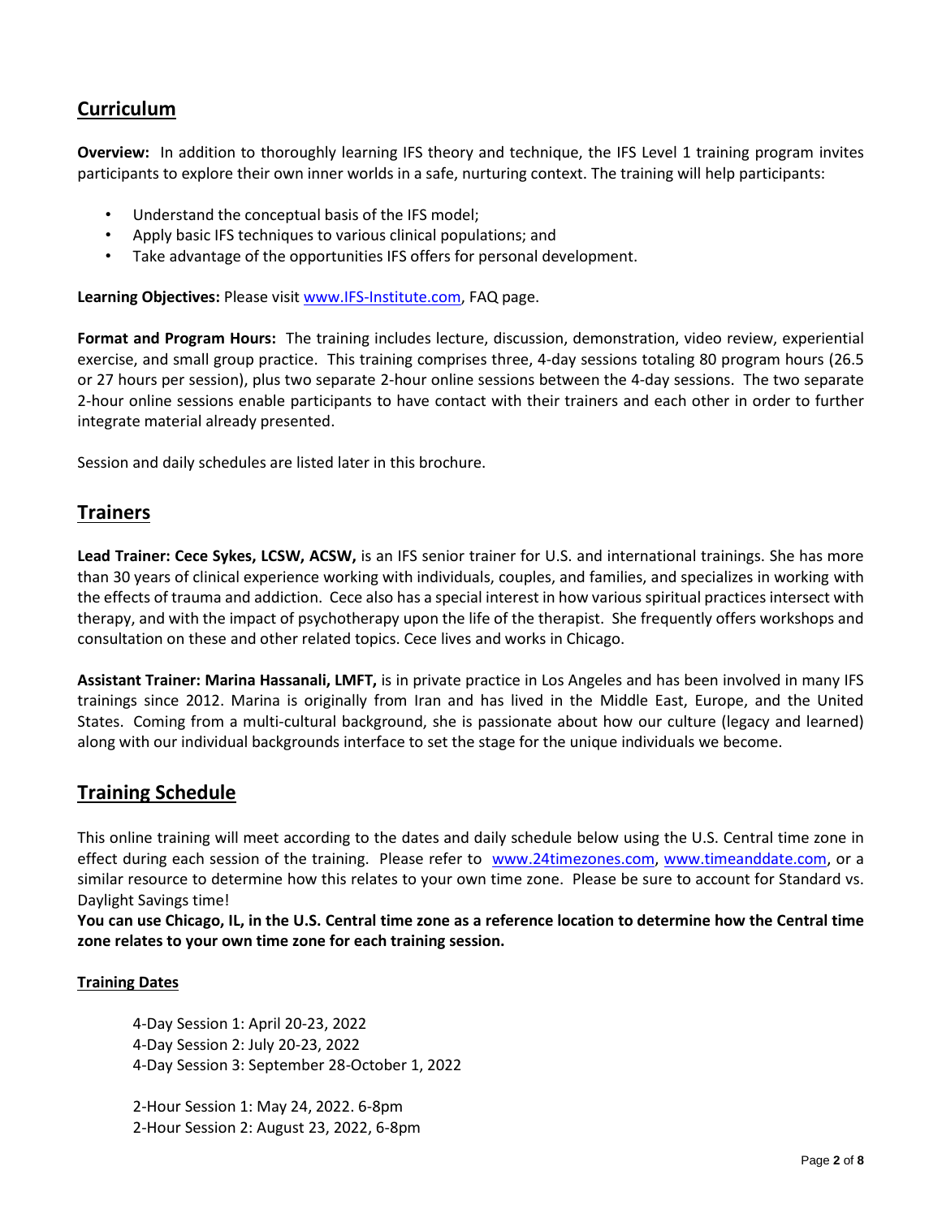## Curriculum

**Overview:** In addition to thoroughly learning IFS theory and technique, the IFS Level 1 training program invites participants to explore their own inner worlds in a safe, nurturing context. The training will help participants:

- Understand the conceptual basis of the IFS model;
- Apply basic IFS techniques to various clinical populations; and
- Take advantage of the opportunities IFS offers for personal development.

**Learning Objectives:** Please visit www.IFS-Institute.com, FAQ page.

**Format and Program Hours:** The training includes lecture, discussion, demonstration, video review, experiential exercise, and small group practice. This training comprises three, 4-day sessions totaling 80 program hours (26.5 or 27 hours per session), plus two separate 2-hour online sessions between the 4-day sessions. The two separate 2-hour online sessions enable participants to have contact with their trainers and each other in order to further integrate material already presented.

Session and daily schedules are listed later in this brochure.

## Trainers

**Lead Trainer: Cece Sykes, LCSW, ACSW,** is an IFS senior trainer for U.S. and international trainings. She has more than 30 years of clinical experience working with individuals, couples, and families, and specializes in working with the effects of trauma and addiction. Cece also has a special interest in how various spiritual practices intersect with therapy, and with the impact of psychotherapy upon the life of the therapist. She frequently offers workshops and consultation on these and other related topics. Cece lives and works in Chicago.

**Assistant Trainer: Marina Hassanali, LMFT,** is in private practice in Los Angeles and has been involved in many IFS trainings since 2012. Marina is originally from Iran and has lived in the Middle East, Europe, and the United States. Coming from a multi-cultural background, she is passionate about how our culture (legacy and learned) along with our individual backgrounds interface to set the stage for the unique individuals we become.

## Training Schedule

This online training will meet according to the dates and daily schedule below using the U.S. Central time zone in effect during each session of the training. Please refer to www.24timezones.com, www.timeanddate.com, or a similar resource to determine how this relates to your own time zone. Please be sure to account for Standard vs. Daylight Savings time!

**You can use Chicago, IL, in the U.S. Central time zone as a reference location to determine how the Central time zone relates to your own time zone for each training session.**

### Training Dates

4-Day Session 1: April 20-23, 2022
4-Day Session 2: July 20-23, 2022
4-Day Session 3: September 28-October 1, 2022

2-Hour Session 1: May 24, 2022. 6-8pm
2-Hour Session 2: August 23, 2022, 6-8pm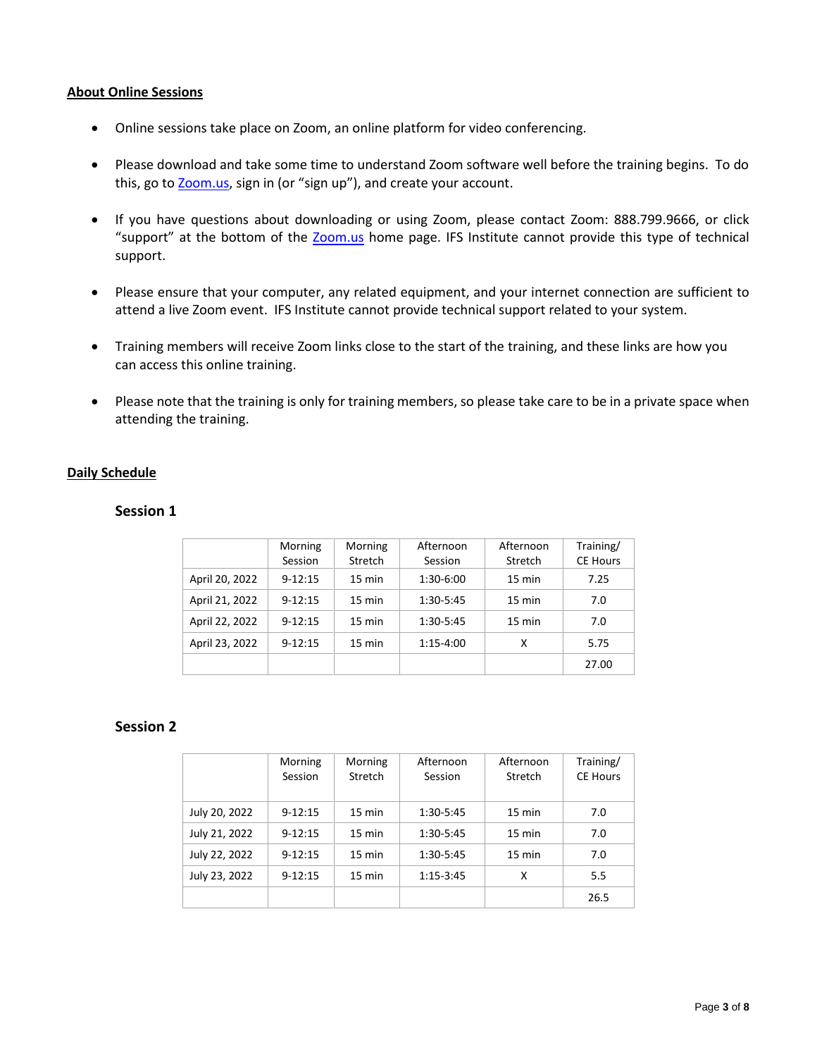## About Online Sessions

- Online sessions take place on Zoom, an online platform for video conferencing.
- Please download and take some time to understand Zoom software well before the training begins. To do this, go to Zoom.us, sign in (or "sign up"), and create your account.
- If you have questions about downloading or using Zoom, please contact Zoom: 888.799.9666, or click "support" at the bottom of the Zoom.us home page. IFS Institute cannot provide this type of technical support.
- Please ensure that your computer, any related equipment, and your internet connection are sufficient to attend a live Zoom event. IFS Institute cannot provide technical support related to your system.
- Training members will receive Zoom links close to the start of the training, and these links are how you can access this online training.
- Please note that the training is only for training members, so please take care to be in a private space when attending the training.

## Daily Schedule

### Session 1

| | Morning Session | Morning Stretch | Afternoon Session | Afternoon Stretch | Training/ CE Hours |
|---|---|---|---|---|---|
| April 20, 2022 | 9-12:15 | 15 min | 1:30-6:00 | 15 min | 7.25 |
| April 21, 2022 | 9-12:15 | 15 min | 1:30-5:45 | 15 min | 7.0 |
| April 22, 2022 | 9-12:15 | 15 min | 1:30-5:45 | 15 min | 7.0 |
| April 23, 2022 | 9-12:15 | 15 min | 1:15-4:00 | X | 5.75 |
| | | | | | 27.00 |

### Session 2

| | Morning Session | Morning Stretch | Afternoon Session | Afternoon Stretch | Training/ CE Hours |
|---|---|---|---|---|---|
| July 20, 2022 | 9-12:15 | 15 min | 1:30-5:45 | 15 min | 7.0 |
| July 21, 2022 | 9-12:15 | 15 min | 1:30-5:45 | 15 min | 7.0 |
| July 22, 2022 | 9-12:15 | 15 min | 1:30-5:45 | 15 min | 7.0 |
| July 23, 2022 | 9-12:15 | 15 min | 1:15-3:45 | X | 5.5 |
| | | | | | 26.5 |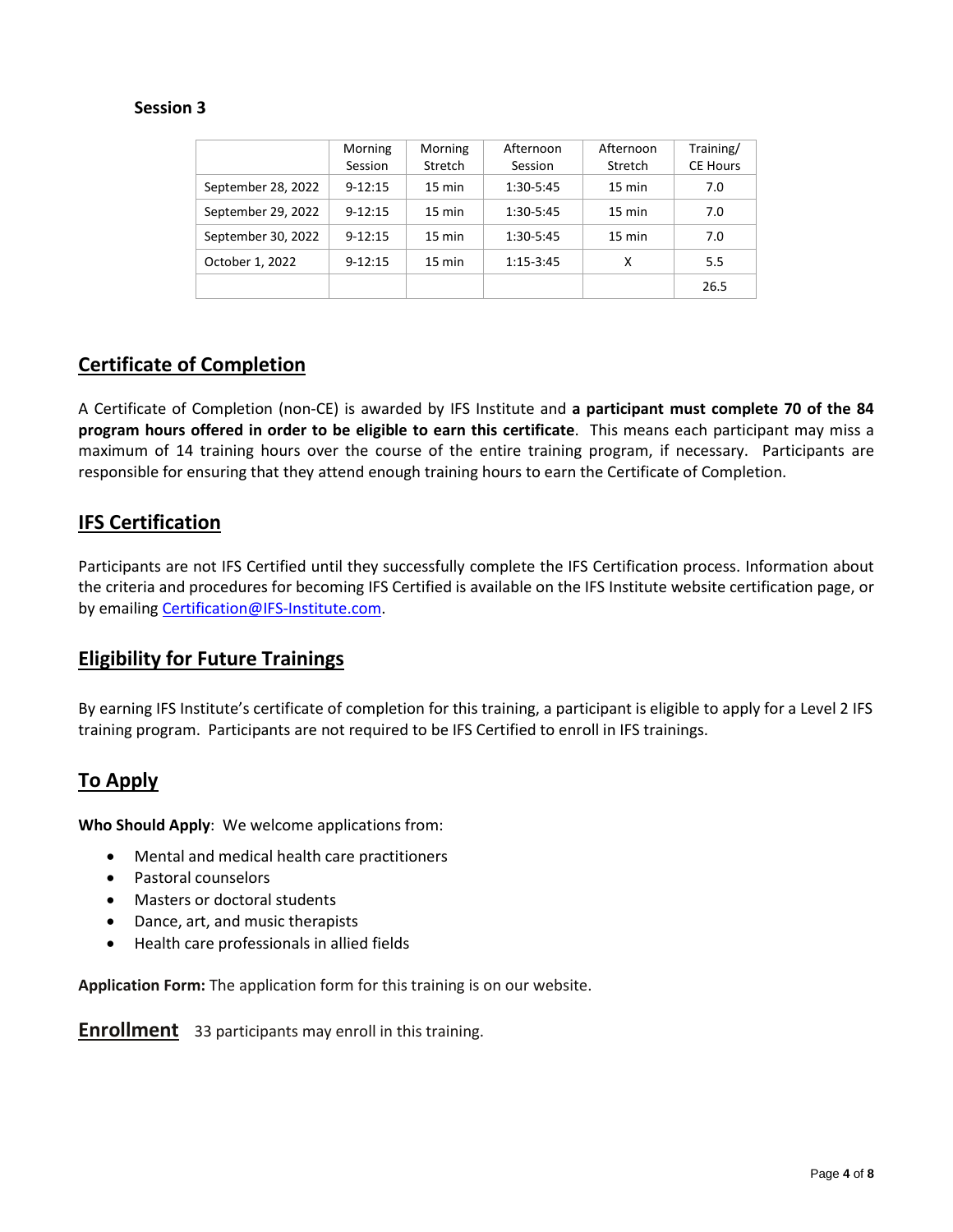**Session 3**

| | Morning Session | Morning Stretch | Afternoon Session | Afternoon Stretch | Training/ CE Hours |
|---|---|---|---|---|---|
| September 28, 2022 | 9-12:15 | 15 min | 1:30-5:45 | 15 min | 7.0 |
| September 29, 2022 | 9-12:15 | 15 min | 1:30-5:45 | 15 min | 7.0 |
| September 30, 2022 | 9-12:15 | 15 min | 1:30-5:45 | 15 min | 7.0 |
| October 1, 2022 | 9-12:15 | 15 min | 1:15-3:45 | X | 5.5 |
| | | | | | 26.5 |

## Certificate of Completion

A Certificate of Completion (non-CE) is awarded by IFS Institute and **a participant must complete 70 of the 84 program hours offered in order to be eligible to earn this certificate**. This means each participant may miss a maximum of 14 training hours over the course of the entire training program, if necessary. Participants are responsible for ensuring that they attend enough training hours to earn the Certificate of Completion.

## IFS Certification

Participants are not IFS Certified until they successfully complete the IFS Certification process. Information about the criteria and procedures for becoming IFS Certified is available on the IFS Institute website certification page, or by emailing Certification@IFS-Institute.com.

## Eligibility for Future Trainings

By earning IFS Institute's certificate of completion for this training, a participant is eligible to apply for a Level 2 IFS training program. Participants are not required to be IFS Certified to enroll in IFS trainings.

## To Apply

**Who Should Apply**: We welcome applications from:

- Mental and medical health care practitioners
- Pastoral counselors
- Masters or doctoral students
- Dance, art, and music therapists
- Health care professionals in allied fields

**Application Form:** The application form for this training is on our website.

## Enrollment

33 participants may enroll in this training.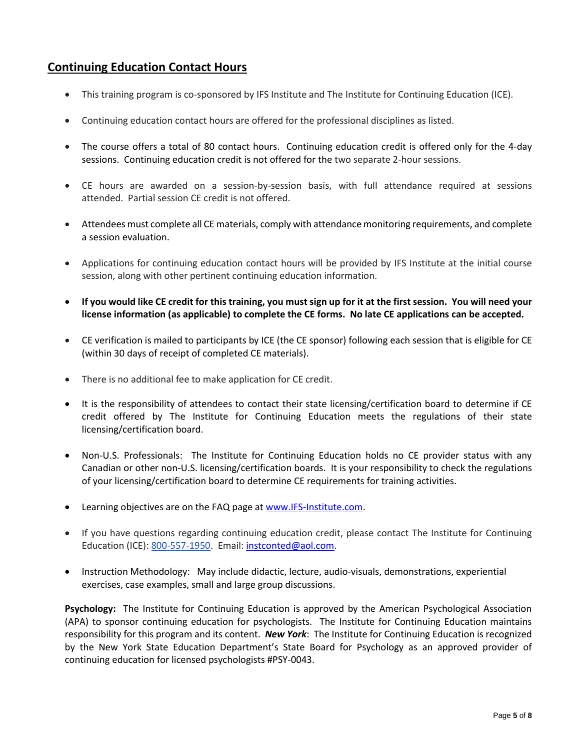## Continuing Education Contact Hours

- This training program is co-sponsored by IFS Institute and The Institute for Continuing Education (ICE).
- Continuing education contact hours are offered for the professional disciplines as listed.
- The course offers a total of 80 contact hours. Continuing education credit is offered only for the 4-day sessions. Continuing education credit is not offered for the two separate 2-hour sessions.
- CE hours are awarded on a session-by-session basis, with full attendance required at sessions attended. Partial session CE credit is not offered.
- Attendees must complete all CE materials, comply with attendance monitoring requirements, and complete a session evaluation.
- Applications for continuing education contact hours will be provided by IFS Institute at the initial course session, along with other pertinent continuing education information.
- **If you would like CE credit for this training, you must sign up for it at the first session. You will need your license information (as applicable) to complete the CE forms. No late CE applications can be accepted.**
- CE verification is mailed to participants by ICE (the CE sponsor) following each session that is eligible for CE (within 30 days of receipt of completed CE materials).
- There is no additional fee to make application for CE credit.
- It is the responsibility of attendees to contact their state licensing/certification board to determine if CE credit offered by The Institute for Continuing Education meets the regulations of their state licensing/certification board.
- Non-U.S. Professionals: The Institute for Continuing Education holds no CE provider status with any Canadian or other non-U.S. licensing/certification boards. It is your responsibility to check the regulations of your licensing/certification board to determine CE requirements for training activities.
- Learning objectives are on the FAQ page at www.IFS-Institute.com.
- If you have questions regarding continuing education credit, please contact The Institute for Continuing Education (ICE): 800-557-1950. Email: instconted@aol.com.
- Instruction Methodology: May include didactic, lecture, audio-visuals, demonstrations, experiential exercises, case examples, small and large group discussions.

**Psychology:** The Institute for Continuing Education is approved by the American Psychological Association (APA) to sponsor continuing education for psychologists. The Institute for Continuing Education maintains responsibility for this program and its content. ***New York***: The Institute for Continuing Education is recognized by the New York State Education Department's State Board for Psychology as an approved provider of continuing education for licensed psychologists #PSY-0043.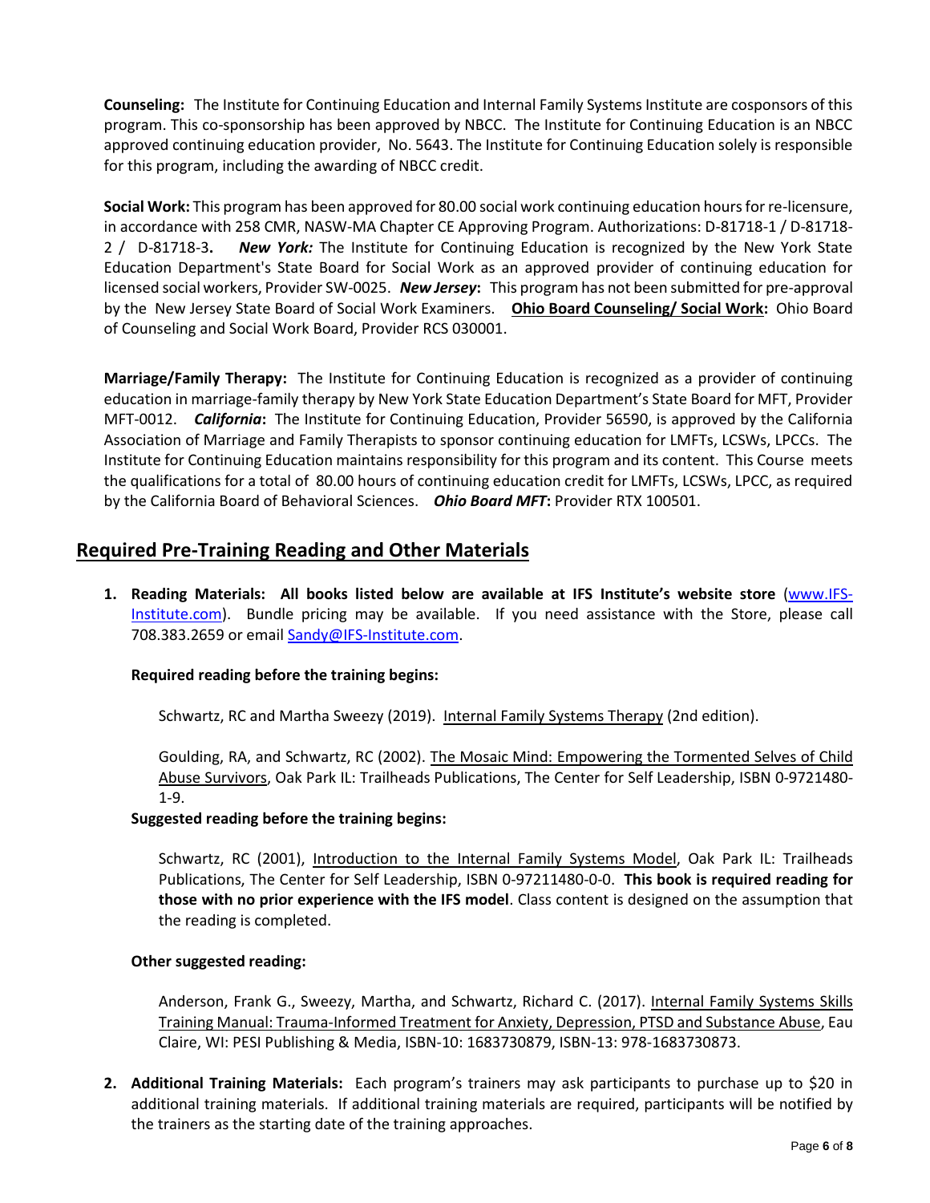**Counseling:** The Institute for Continuing Education and Internal Family Systems Institute are cosponsors of this program. This co-sponsorship has been approved by NBCC. The Institute for Continuing Education is an NBCC approved continuing education provider, No. 5643. The Institute for Continuing Education solely is responsible for this program, including the awarding of NBCC credit.

**Social Work:** This program has been approved for 80.00 social work continuing education hours for re-licensure, in accordance with 258 CMR, NASW-MA Chapter CE Approving Program. Authorizations: D-81718-1 / D-81718-2 / D-81718-3**.** ***New York:*** The Institute for Continuing Education is recognized by the New York State Education Department's State Board for Social Work as an approved provider of continuing education for licensed social workers, Provider SW-0025. ***New Jersey*****:** This program has not been submitted for pre-approval by the New Jersey State Board of Social Work Examiners. **Ohio Board Counseling/ Social Work:** Ohio Board of Counseling and Social Work Board, Provider RCS 030001.

**Marriage/Family Therapy:** The Institute for Continuing Education is recognized as a provider of continuing education in marriage-family therapy by New York State Education Department's State Board for MFT, Provider MFT-0012. ***California*****:** The Institute for Continuing Education, Provider 56590, is approved by the California Association of Marriage and Family Therapists to sponsor continuing education for LMFTs, LCSWs, LPCCs. The Institute for Continuing Education maintains responsibility for this program and its content. This Course meets the qualifications for a total of 80.00 hours of continuing education credit for LMFTs, LCSWs, LPCC, as required by the California Board of Behavioral Sciences. ***Ohio Board MFT*****:** Provider RTX 100501.

## Required Pre-Training Reading and Other Materials

1. **Reading Materials: All books listed below are available at IFS Institute's website store** (www.IFS-Institute.com). Bundle pricing may be available. If you need assistance with the Store, please call 708.383.2659 or email Sandy@IFS-Institute.com.

   **Required reading before the training begins:**

   Schwartz, RC and Martha Sweezy (2019). Internal Family Systems Therapy (2nd edition).

   Goulding, RA, and Schwartz, RC (2002). The Mosaic Mind: Empowering the Tormented Selves of Child Abuse Survivors, Oak Park IL: Trailheads Publications, The Center for Self Leadership, ISBN 0-9721480-1-9.

   **Suggested reading before the training begins:**

   Schwartz, RC (2001), Introduction to the Internal Family Systems Model, Oak Park IL: Trailheads Publications, The Center for Self Leadership, ISBN 0-97211480-0-0. **This book is required reading for those with no prior experience with the IFS model**. Class content is designed on the assumption that the reading is completed.

   **Other suggested reading:**

   Anderson, Frank G., Sweezy, Martha, and Schwartz, Richard C. (2017). Internal Family Systems Skills Training Manual: Trauma-Informed Treatment for Anxiety, Depression, PTSD and Substance Abuse, Eau Claire, WI: PESI Publishing & Media, ISBN-10: 1683730879, ISBN-13: 978-1683730873.

2. **Additional Training Materials:** Each program's trainers may ask participants to purchase up to $20 in additional training materials. If additional training materials are required, participants will be notified by the trainers as the starting date of the training approaches.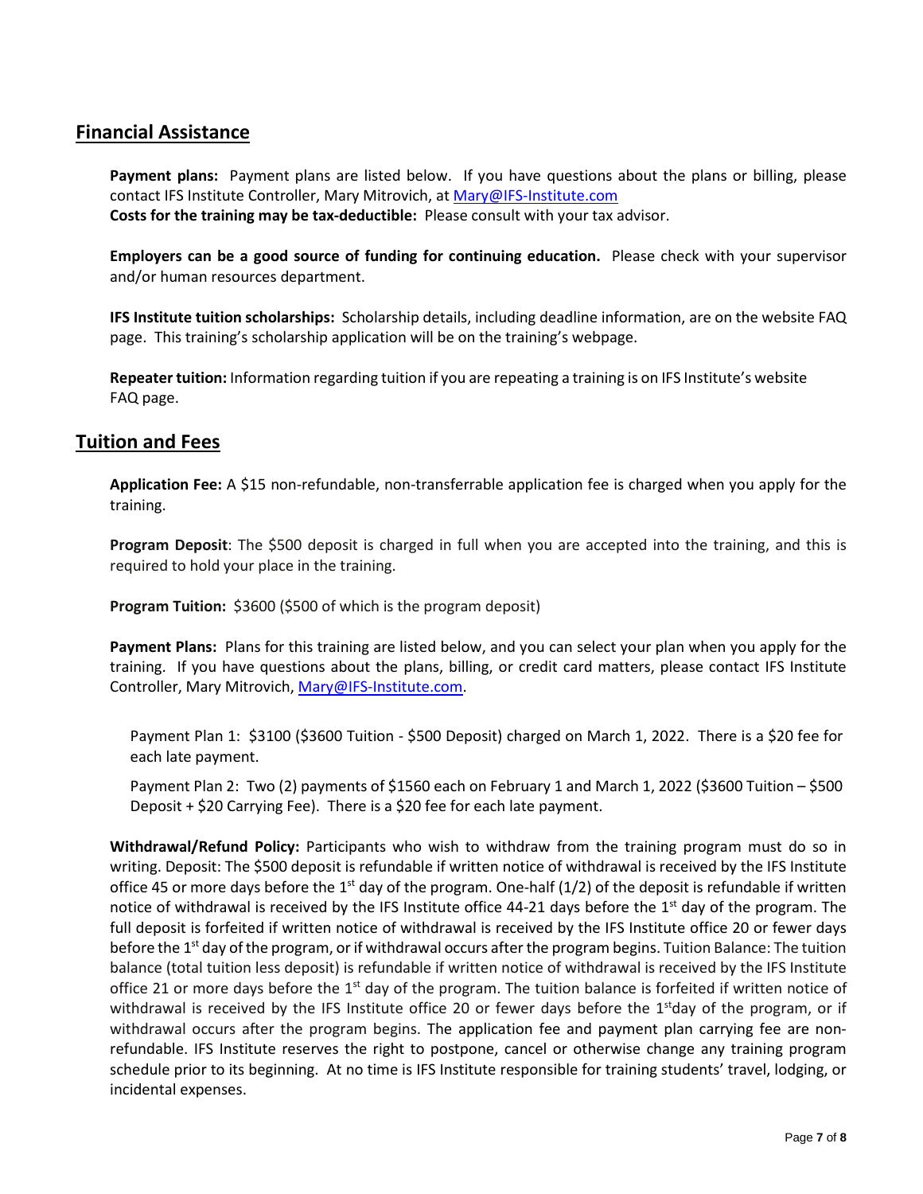## Financial Assistance

**Payment plans:** Payment plans are listed below. If you have questions about the plans or billing, please contact IFS Institute Controller, Mary Mitrovich, at Mary@IFS-Institute.com
**Costs for the training may be tax-deductible:** Please consult with your tax advisor.

**Employers can be a good source of funding for continuing education.** Please check with your supervisor and/or human resources department.

**IFS Institute tuition scholarships:** Scholarship details, including deadline information, are on the website FAQ page. This training's scholarship application will be on the training's webpage.

**Repeater tuition:** Information regarding tuition if you are repeating a training is on IFS Institute's website FAQ page.

## Tuition and Fees

**Application Fee:** A $15 non-refundable, non-transferrable application fee is charged when you apply for the training.

**Program Deposit**: The $500 deposit is charged in full when you are accepted into the training, and this is required to hold your place in the training.

**Program Tuition:** $3600 ($500 of which is the program deposit)

**Payment Plans:** Plans for this training are listed below, and you can select your plan when you apply for the training. If you have questions about the plans, billing, or credit card matters, please contact IFS Institute Controller, Mary Mitrovich, Mary@IFS-Institute.com.

Payment Plan 1: $3100 ($3600 Tuition - $500 Deposit) charged on March 1, 2022. There is a $20 fee for each late payment.

Payment Plan 2: Two (2) payments of $1560 each on February 1 and March 1, 2022 ($3600 Tuition – $500 Deposit + $20 Carrying Fee). There is a $20 fee for each late payment.

**Withdrawal/Refund Policy:** Participants who wish to withdraw from the training program must do so in writing. Deposit: The $500 deposit is refundable if written notice of withdrawal is received by the IFS Institute office 45 or more days before the 1st day of the program. One-half (1/2) of the deposit is refundable if written notice of withdrawal is received by the IFS Institute office 44-21 days before the 1st day of the program. The full deposit is forfeited if written notice of withdrawal is received by the IFS Institute office 20 or fewer days before the 1st day of the program, or if withdrawal occurs after the program begins. Tuition Balance: The tuition balance (total tuition less deposit) is refundable if written notice of withdrawal is received by the IFS Institute office 21 or more days before the 1st day of the program. The tuition balance is forfeited if written notice of withdrawal is received by the IFS Institute office 20 or fewer days before the 1st day of the program, or if withdrawal occurs after the program begins. The application fee and payment plan carrying fee are non-refundable. IFS Institute reserves the right to postpone, cancel or otherwise change any training program schedule prior to its beginning. At no time is IFS Institute responsible for training students' travel, lodging, or incidental expenses.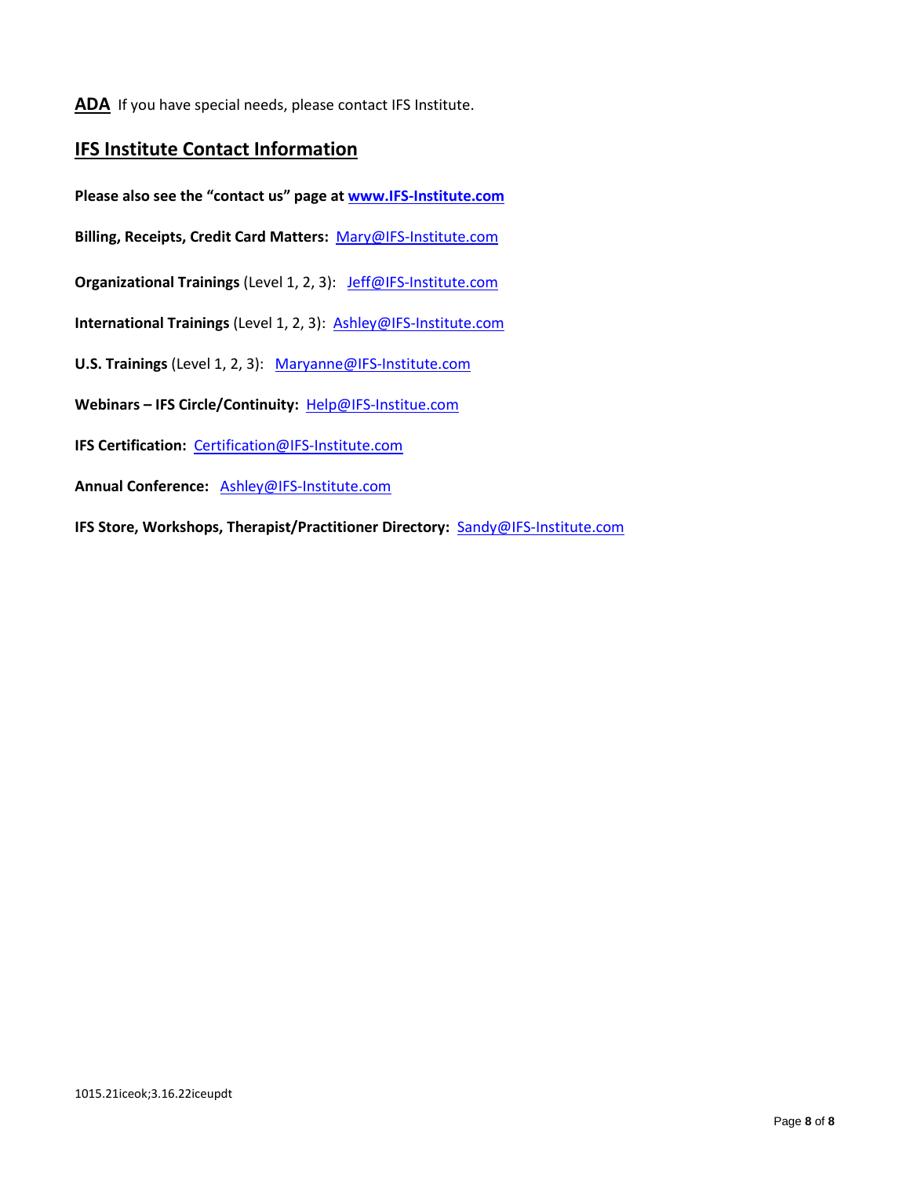**ADA** If you have special needs, please contact IFS Institute.

## IFS Institute Contact Information

**Please also see the "contact us" page at www.IFS-Institute.com**

**Billing, Receipts, Credit Card Matters:** Mary@IFS-Institute.com

**Organizational Trainings** (Level 1, 2, 3): Jeff@IFS-Institute.com

**International Trainings** (Level 1, 2, 3): Ashley@IFS-Institute.com

**U.S. Trainings** (Level 1, 2, 3): Maryanne@IFS-Institute.com

**Webinars – IFS Circle/Continuity:** Help@IFS-Institue.com

**IFS Certification:** Certification@IFS-Institute.com

**Annual Conference:** Ashley@IFS-Institute.com

**IFS Store, Workshops, Therapist/Practitioner Directory:** Sandy@IFS-Institute.com

1015.21iceok;3.16.22iceupdt